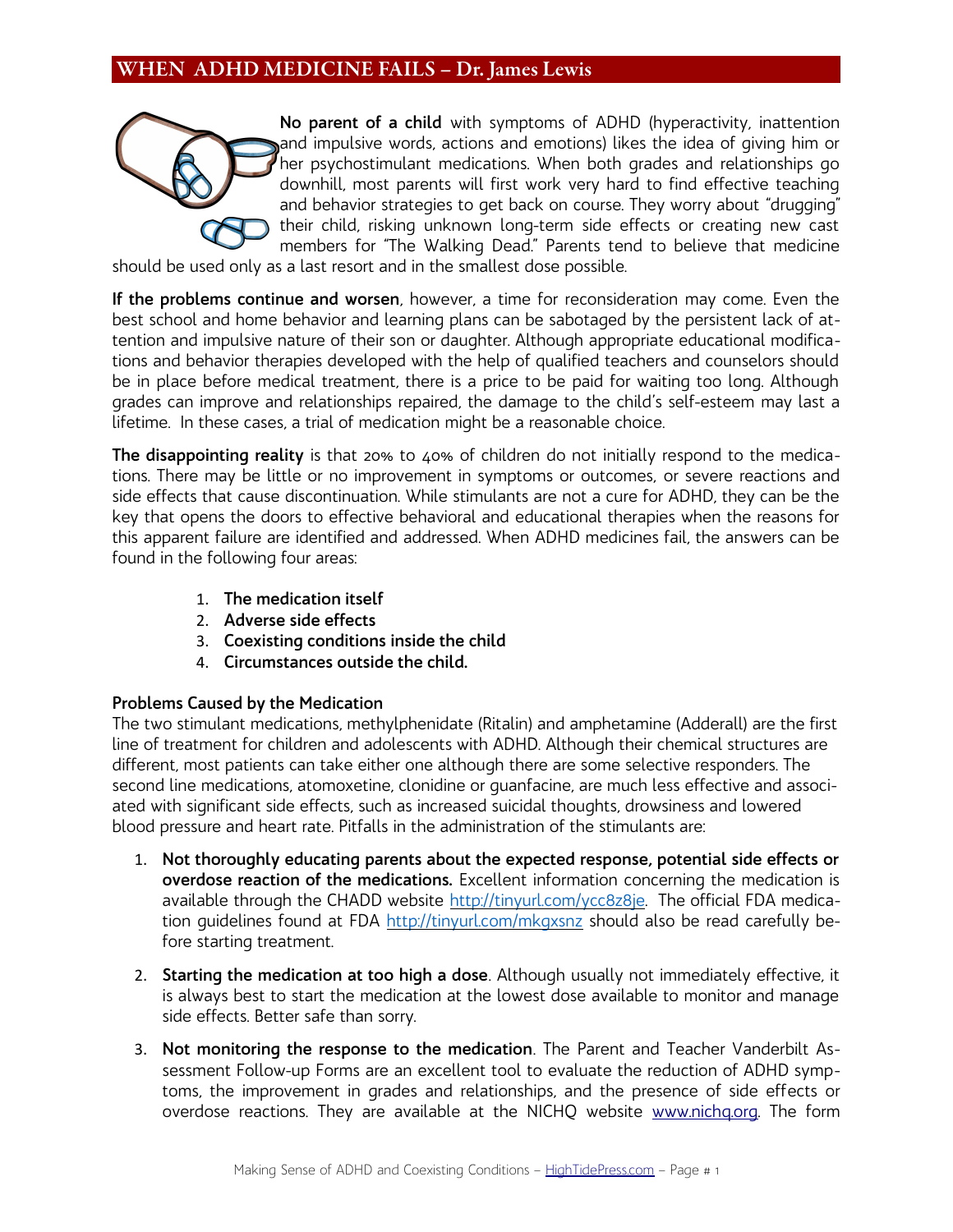# WHEN ADHD MEDICINE FAILS – Dr. James Lewis

**No parent of a child** with symptoms of ADHD (hyperactivity, inattention and impulsive words, actions and emotions) likes the idea of giving him or her psychostimulant medications. When both grades and relationships go downhill, most parents will first work very hard to find effective teaching and behavior strategies to get back on course. They worry about "drugging" their child, risking unknown long-term side effects or creating new cast members for "The Walking Dead." Parents tend to believe that medicine should be used only as a last resort and in the smallest dose possible.

**If the problems continue and worsen**, however, a time for reconsideration may come. Even the best school and home behavior and learning plans can be sabotaged by the persistent lack of attention and impulsive nature of their son or daughter. Although appropriate educational modifications and behavior therapies developed with the help of qualified teachers and counselors should be in place before medical treatment, there is a price to be paid for waiting too long. Although grades can improve and relationships repaired, the damage to the child's self-esteem may last a lifetime. In these cases, a trial of medication might be a reasonable choice.

**The disappointing reality** is that 20% to 40% of children do not initially respond to the medications. There may be little or no improvement in symptoms or outcomes, or severe reactions and side effects that cause discontinuation. While stimulants are not a cure for ADHD, they can be the key that opens the doors to effective behavioral and educational therapies when the reasons for this apparent failure are identified and addressed. When ADHD medicines fail, the answers can be found in the following four areas:

1. **The medication itself**
2. **Adverse side effects**
3. **Coexisting conditions inside the child**
4. **Circumstances outside the child.**

**Problems Caused by the Medication**

The two stimulant medications, methylphenidate (Ritalin) and amphetamine (Adderall) are the first line of treatment for children and adolescents with ADHD. Although their chemical structures are different, most patients can take either one although there are some selective responders. The second line medications, atomoxetine, clonidine or guanfacine, are much less effective and associated with significant side effects, such as increased suicidal thoughts, drowsiness and lowered blood pressure and heart rate. Pitfalls in the administration of the stimulants are:

1. **Not thoroughly educating parents about the expected response, potential side effects or overdose reaction of the medications.** Excellent information concerning the medication is available through the CHADD website http://tinyurl.com/ycc8z8je. The official FDA medication guidelines found at FDA http://tinyurl.com/mkgxsnz should also be read carefully before starting treatment.

2. **Starting the medication at too high a dose**. Although usually not immediately effective, it is always best to start the medication at the lowest dose available to monitor and manage side effects. Better safe than sorry.

3. **Not monitoring the response to the medication**. The Parent and Teacher Vanderbilt Assessment Follow-up Forms are an excellent tool to evaluate the reduction of ADHD symptoms, the improvement in grades and relationships, and the presence of side effects or overdose reactions. They are available at the NICHQ website www.nichq.org. The form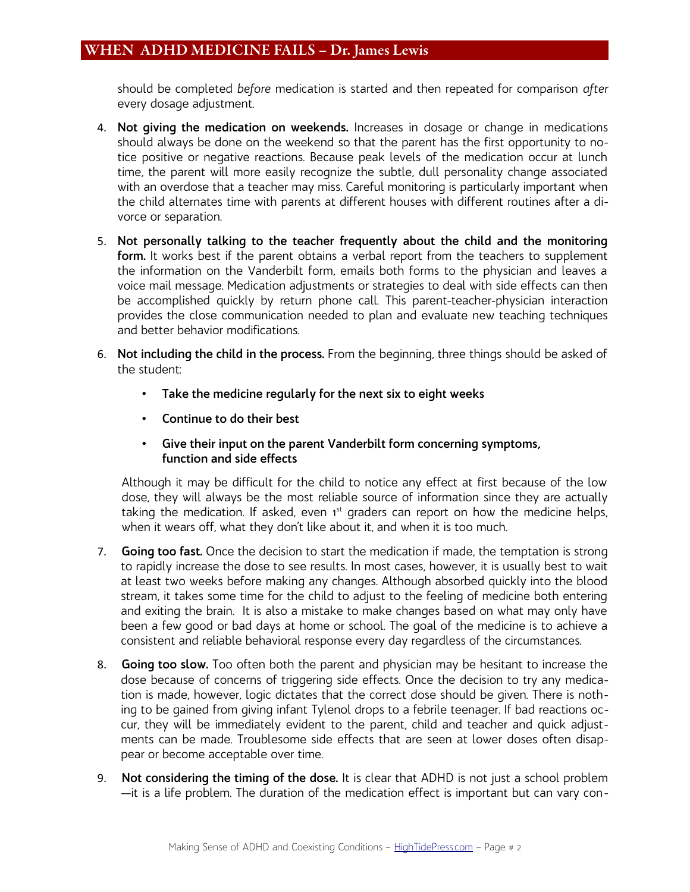should be completed *before* medication is started and then repeated for comparison *after* every dosage adjustment.

4. **Not giving the medication on weekends.** Increases in dosage or change in medications should always be done on the weekend so that the parent has the first opportunity to notice positive or negative reactions. Because peak levels of the medication occur at lunch time, the parent will more easily recognize the subtle, dull personality change associated with an overdose that a teacher may miss. Careful monitoring is particularly important when the child alternates time with parents at different houses with different routines after a divorce or separation.

5. **Not personally talking to the teacher frequently about the child and the monitoring form.** It works best if the parent obtains a verbal report from the teachers to supplement the information on the Vanderbilt form, emails both forms to the physician and leaves a voice mail message. Medication adjustments or strategies to deal with side effects can then be accomplished quickly by return phone call. This parent-teacher-physician interaction provides the close communication needed to plan and evaluate new teaching techniques and better behavior modifications.

6. **Not including the child in the process.** From the beginning, three things should be asked of the student:

   - **Take the medicine regularly for the next six to eight weeks**
   - **Continue to do their best**
   - **Give their input on the parent Vanderbilt form concerning symptoms, function and side effects**

   Although it may be difficult for the child to notice any effect at first because of the low dose, they will always be the most reliable source of information since they are actually taking the medication. If asked, even 1st graders can report on how the medicine helps, when it wears off, what they don't like about it, and when it is too much.

7. **Going too fast.** Once the decision to start the medication if made, the temptation is strong to rapidly increase the dose to see results. In most cases, however, it is usually best to wait at least two weeks before making any changes. Although absorbed quickly into the blood stream, it takes some time for the child to adjust to the feeling of medicine both entering and exiting the brain. It is also a mistake to make changes based on what may only have been a few good or bad days at home or school. The goal of the medicine is to achieve a consistent and reliable behavioral response every day regardless of the circumstances.

8. **Going too slow.** Too often both the parent and physician may be hesitant to increase the dose because of concerns of triggering side effects. Once the decision to try any medication is made, however, logic dictates that the correct dose should be given. There is nothing to be gained from giving infant Tylenol drops to a febrile teenager. If bad reactions occur, they will be immediately evident to the parent, child and teacher and quick adjustments can be made. Troublesome side effects that are seen at lower doses often disappear or become acceptable over time.

9. **Not considering the timing of the dose.** It is clear that ADHD is not just a school problem —it is a life problem. The duration of the medication effect is important but can vary con-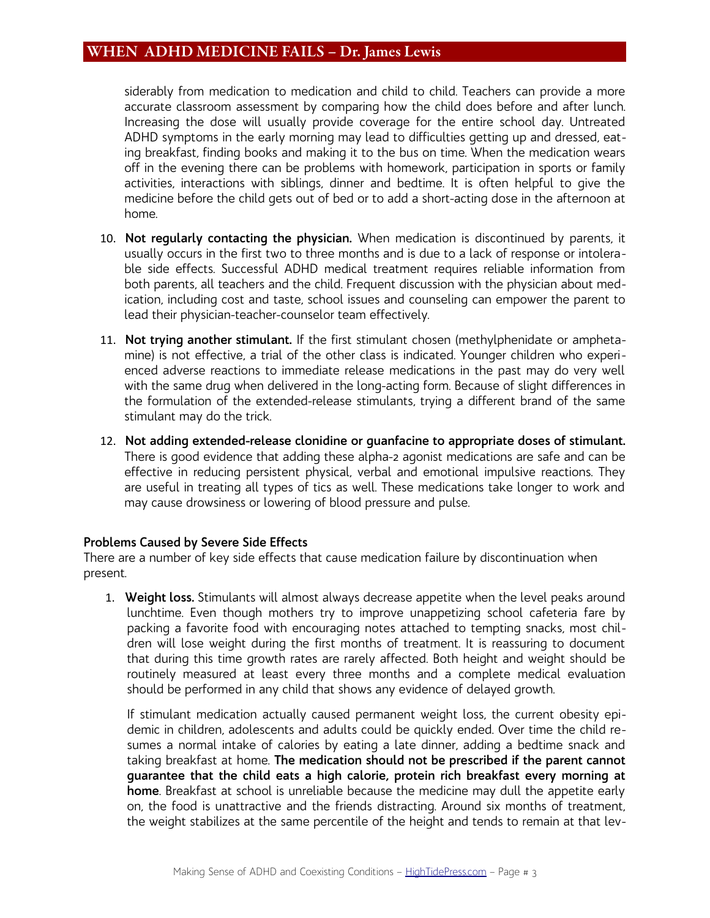siderably from medication to medication and child to child. Teachers can provide a more accurate classroom assessment by comparing how the child does before and after lunch. Increasing the dose will usually provide coverage for the entire school day. Untreated ADHD symptoms in the early morning may lead to difficulties getting up and dressed, eating breakfast, finding books and making it to the bus on time. When the medication wears off in the evening there can be problems with homework, participation in sports or family activities, interactions with siblings, dinner and bedtime. It is often helpful to give the medicine before the child gets out of bed or to add a short-acting dose in the afternoon at home.

10. **Not regularly contacting the physician.** When medication is discontinued by parents, it usually occurs in the first two to three months and is due to a lack of response or intolerable side effects. Successful ADHD medical treatment requires reliable information from both parents, all teachers and the child. Frequent discussion with the physician about medication, including cost and taste, school issues and counseling can empower the parent to lead their physician-teacher-counselor team effectively.

11. **Not trying another stimulant.** If the first stimulant chosen (methylphenidate or amphetamine) is not effective, a trial of the other class is indicated. Younger children who experienced adverse reactions to immediate release medications in the past may do very well with the same drug when delivered in the long-acting form. Because of slight differences in the formulation of the extended-release stimulants, trying a different brand of the same stimulant may do the trick.

12. **Not adding extended-release clonidine or guanfacine to appropriate doses of stimulant.** There is good evidence that adding these alpha-2 agonist medications are safe and can be effective in reducing persistent physical, verbal and emotional impulsive reactions. They are useful in treating all types of tics as well. These medications take longer to work and may cause drowsiness or lowering of blood pressure and pulse.

**Problems Caused by Severe Side Effects**

There are a number of key side effects that cause medication failure by discontinuation when present.

1. **Weight loss.** Stimulants will almost always decrease appetite when the level peaks around lunchtime. Even though mothers try to improve unappetizing school cafeteria fare by packing a favorite food with encouraging notes attached to tempting snacks, most children will lose weight during the first months of treatment. It is reassuring to document that during this time growth rates are rarely affected. Both height and weight should be routinely measured at least every three months and a complete medical evaluation should be performed in any child that shows any evidence of delayed growth.

   If stimulant medication actually caused permanent weight loss, the current obesity epidemic in children, adolescents and adults could be quickly ended. Over time the child resumes a normal intake of calories by eating a late dinner, adding a bedtime snack and taking breakfast at home. **The medication should not be prescribed if the parent cannot guarantee that the child eats a high calorie, protein rich breakfast every morning at home**. Breakfast at school is unreliable because the medicine may dull the appetite early on, the food is unattractive and the friends distracting. Around six months of treatment, the weight stabilizes at the same percentile of the height and tends to remain at that lev-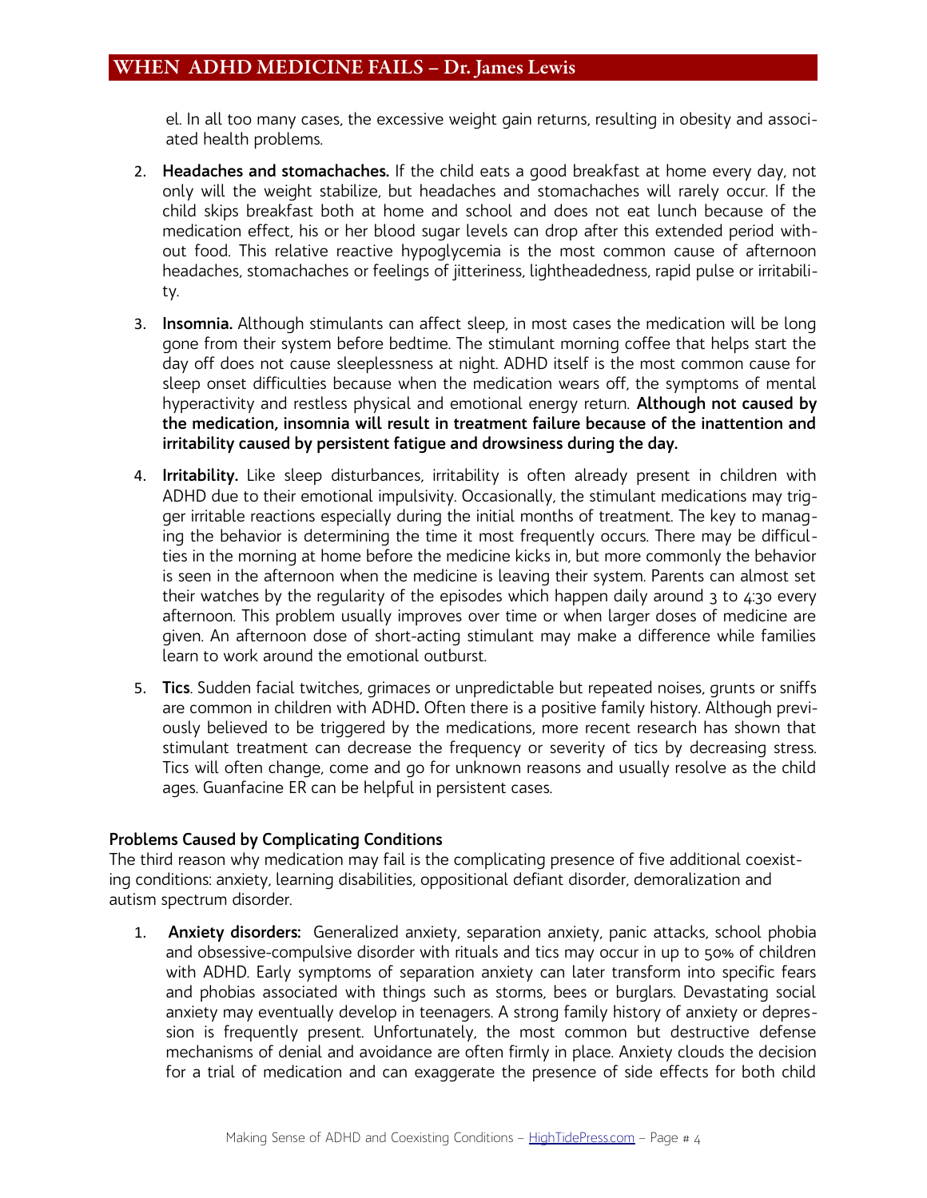el. In all too many cases, the excessive weight gain returns, resulting in obesity and associated health problems.

2. **Headaches and stomachaches.** If the child eats a good breakfast at home every day, not only will the weight stabilize, but headaches and stomachaches will rarely occur. If the child skips breakfast both at home and school and does not eat lunch because of the medication effect, his or her blood sugar levels can drop after this extended period without food. This relative reactive hypoglycemia is the most common cause of afternoon headaches, stomachaches or feelings of jitteriness, lightheadedness, rapid pulse or irritability.

3. **Insomnia.** Although stimulants can affect sleep, in most cases the medication will be long gone from their system before bedtime. The stimulant morning coffee that helps start the day off does not cause sleeplessness at night. ADHD itself is the most common cause for sleep onset difficulties because when the medication wears off, the symptoms of mental hyperactivity and restless physical and emotional energy return. **Although not caused by the medication, insomnia will result in treatment failure because of the inattention and irritability caused by persistent fatigue and drowsiness during the day.**

4. **Irritability.** Like sleep disturbances, irritability is often already present in children with ADHD due to their emotional impulsivity. Occasionally, the stimulant medications may trigger irritable reactions especially during the initial months of treatment. The key to managing the behavior is determining the time it most frequently occurs. There may be difficulties in the morning at home before the medicine kicks in, but more commonly the behavior is seen in the afternoon when the medicine is leaving their system. Parents can almost set their watches by the regularity of the episodes which happen daily around 3 to 4:30 every afternoon. This problem usually improves over time or when larger doses of medicine are given. An afternoon dose of short-acting stimulant may make a difference while families learn to work around the emotional outburst.

5. **Tics**. Sudden facial twitches, grimaces or unpredictable but repeated noises, grunts or sniffs are common in children with ADHD. Often there is a positive family history. Although previously believed to be triggered by the medications, more recent research has shown that stimulant treatment can decrease the frequency or severity of tics by decreasing stress. Tics will often change, come and go for unknown reasons and usually resolve as the child ages. Guanfacine ER can be helpful in persistent cases.

**Problems Caused by Complicating Conditions**

The third reason why medication may fail is the complicating presence of five additional coexisting conditions: anxiety, learning disabilities, oppositional defiant disorder, demoralization and autism spectrum disorder.

1. **Anxiety disorders:** Generalized anxiety, separation anxiety, panic attacks, school phobia and obsessive-compulsive disorder with rituals and tics may occur in up to 50% of children with ADHD. Early symptoms of separation anxiety can later transform into specific fears and phobias associated with things such as storms, bees or burglars. Devastating social anxiety may eventually develop in teenagers. A strong family history of anxiety or depression is frequently present. Unfortunately, the most common but destructive defense mechanisms of denial and avoidance are often firmly in place. Anxiety clouds the decision for a trial of medication and can exaggerate the presence of side effects for both child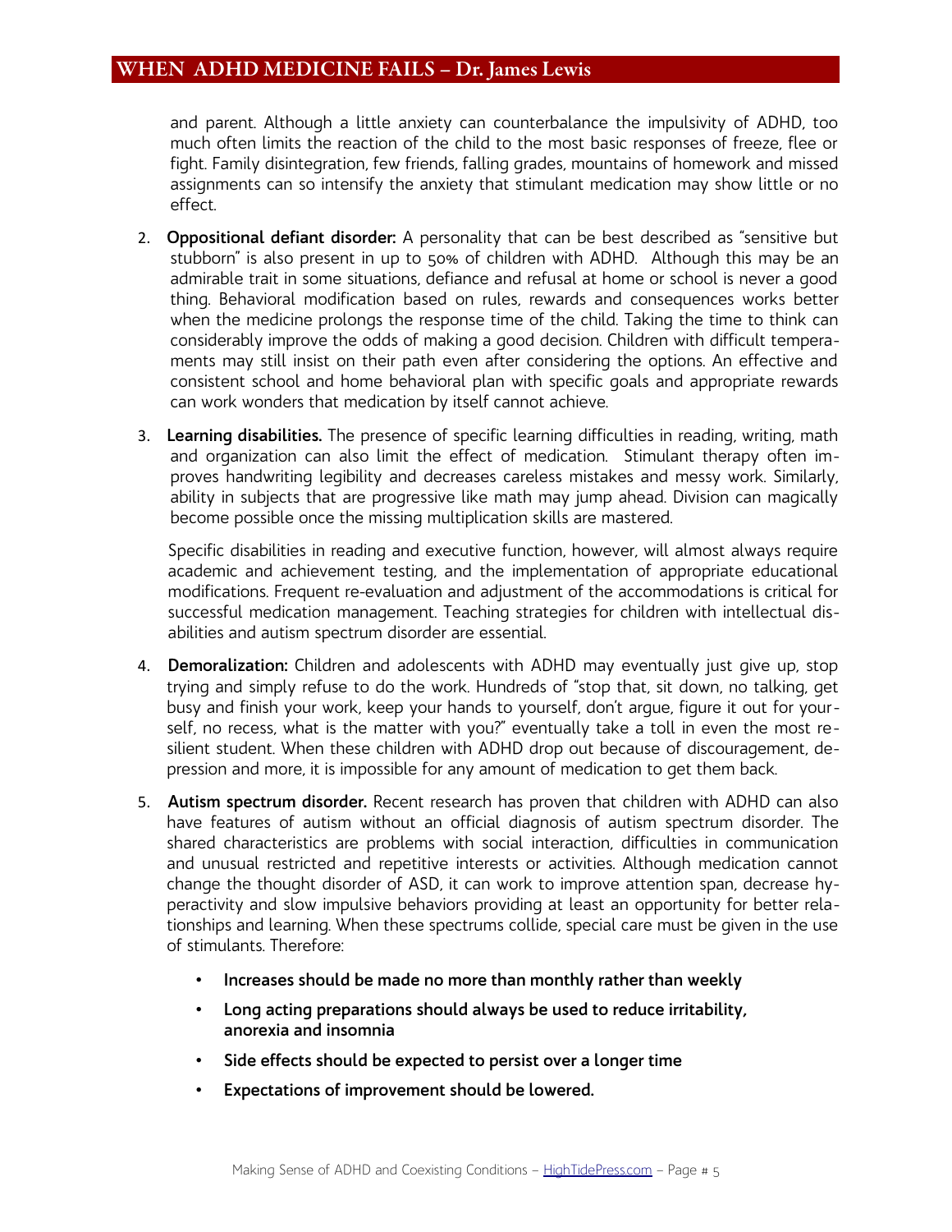and parent. Although a little anxiety can counterbalance the impulsivity of ADHD, too much often limits the reaction of the child to the most basic responses of freeze, flee or fight. Family disintegration, few friends, falling grades, mountains of homework and missed assignments can so intensify the anxiety that stimulant medication may show little or no effect.

2. **Oppositional defiant disorder:** A personality that can be best described as "sensitive but stubborn" is also present in up to 50% of children with ADHD. Although this may be an admirable trait in some situations, defiance and refusal at home or school is never a good thing. Behavioral modification based on rules, rewards and consequences works better when the medicine prolongs the response time of the child. Taking the time to think can considerably improve the odds of making a good decision. Children with difficult temperaments may still insist on their path even after considering the options. An effective and consistent school and home behavioral plan with specific goals and appropriate rewards can work wonders that medication by itself cannot achieve.

3. **Learning disabilities.** The presence of specific learning difficulties in reading, writing, math and organization can also limit the effect of medication. Stimulant therapy often improves handwriting legibility and decreases careless mistakes and messy work. Similarly, ability in subjects that are progressive like math may jump ahead. Division can magically become possible once the missing multiplication skills are mastered.

   Specific disabilities in reading and executive function, however, will almost always require academic and achievement testing, and the implementation of appropriate educational modifications. Frequent re-evaluation and adjustment of the accommodations is critical for successful medication management. Teaching strategies for children with intellectual disabilities and autism spectrum disorder are essential.

4. **Demoralization:** Children and adolescents with ADHD may eventually just give up, stop trying and simply refuse to do the work. Hundreds of "stop that, sit down, no talking, get busy and finish your work, keep your hands to yourself, don't argue, figure it out for yourself, no recess, what is the matter with you?" eventually take a toll in even the most resilient student. When these children with ADHD drop out because of discouragement, depression and more, it is impossible for any amount of medication to get them back.

5. **Autism spectrum disorder.** Recent research has proven that children with ADHD can also have features of autism without an official diagnosis of autism spectrum disorder. The shared characteristics are problems with social interaction, difficulties in communication and unusual restricted and repetitive interests or activities. Although medication cannot change the thought disorder of ASD, it can work to improve attention span, decrease hyperactivity and slow impulsive behaviors providing at least an opportunity for better relationships and learning. When these spectrums collide, special care must be given in the use of stimulants. Therefore:

   - **Increases should be made no more than monthly rather than weekly**
   - **Long acting preparations should always be used to reduce irritability, anorexia and insomnia**
   - **Side effects should be expected to persist over a longer time**
   - **Expectations of improvement should be lowered.**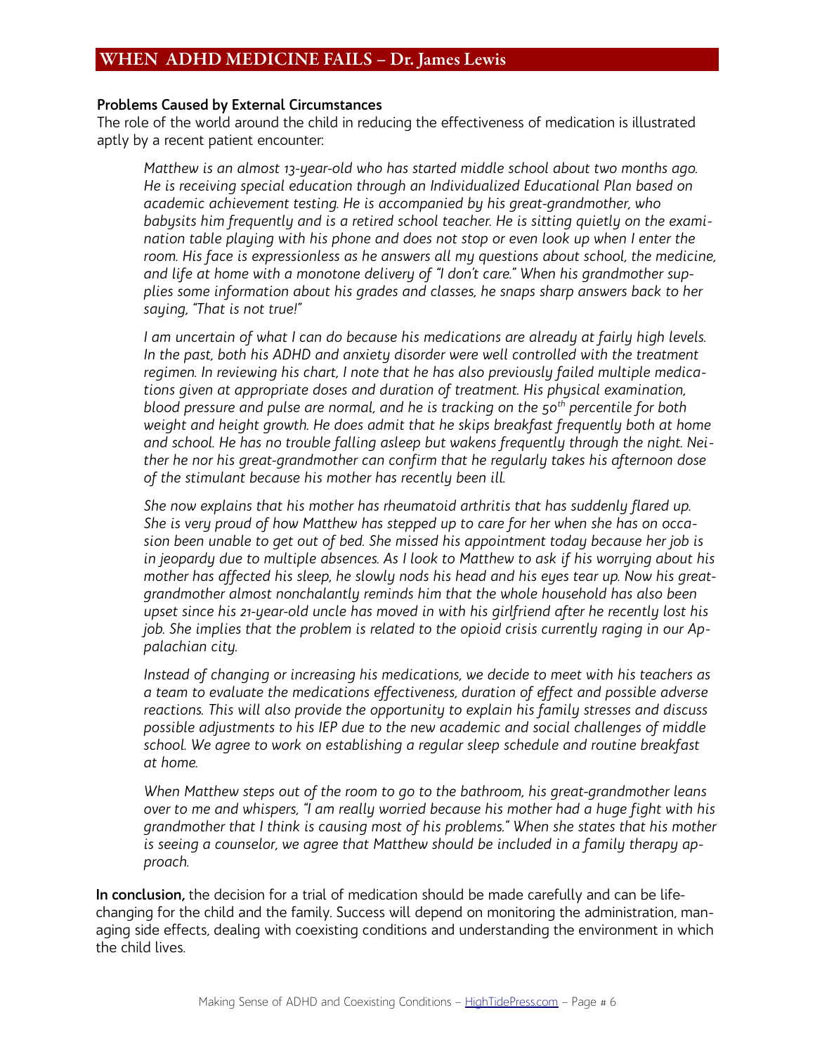## WHEN ADHD MEDICINE FAILS – Dr. James Lewis

### Problems Caused by External Circumstances

The role of the world around the child in reducing the effectiveness of medication is illustrated aptly by a recent patient encounter:

> *Matthew is an almost 13-year-old who has started middle school about two months ago. He is receiving special education through an Individualized Educational Plan based on academic achievement testing. He is accompanied by his great-grandmother, who babysits him frequently and is a retired school teacher. He is sitting quietly on the examination table playing with his phone and does not stop or even look up when I enter the room. His face is expressionless as he answers all my questions about school, the medicine, and life at home with a monotone delivery of "I don't care." When his grandmother supplies some information about his grades and classes, he snaps sharp answers back to her saying, "That is not true!"*
>
> *I am uncertain of what I can do because his medications are already at fairly high levels. In the past, both his ADHD and anxiety disorder were well controlled with the treatment regimen. In reviewing his chart, I note that he has also previously failed multiple medications given at appropriate doses and duration of treatment. His physical examination, blood pressure and pulse are normal, and he is tracking on the 50th percentile for both weight and height growth. He does admit that he skips breakfast frequently both at home and school. He has no trouble falling asleep but wakens frequently through the night. Neither he nor his great-grandmother can confirm that he regularly takes his afternoon dose of the stimulant because his mother has recently been ill.*
>
> *She now explains that his mother has rheumatoid arthritis that has suddenly flared up. She is very proud of how Matthew has stepped up to care for her when she has on occasion been unable to get out of bed. She missed his appointment today because her job is in jeopardy due to multiple absences. As I look to Matthew to ask if his worrying about his mother has affected his sleep, he slowly nods his head and his eyes tear up. Now his great-grandmother almost nonchalantly reminds him that the whole household has also been upset since his 21-year-old uncle has moved in with his girlfriend after he recently lost his job. She implies that the problem is related to the opioid crisis currently raging in our Appalachian city.*
>
> *Instead of changing or increasing his medications, we decide to meet with his teachers as a team to evaluate the medications effectiveness, duration of effect and possible adverse reactions. This will also provide the opportunity to explain his family stresses and discuss possible adjustments to his IEP due to the new academic and social challenges of middle school. We agree to work on establishing a regular sleep schedule and routine breakfast at home.*
>
> *When Matthew steps out of the room to go to the bathroom, his great-grandmother leans over to me and whispers, "I am really worried because his mother had a huge fight with his grandmother that I think is causing most of his problems." When she states that his mother is seeing a counselor, we agree that Matthew should be included in a family therapy approach.*

**In conclusion,** the decision for a trial of medication should be made carefully and can be life-changing for the child and the family. Success will depend on monitoring the administration, managing side effects, dealing with coexisting conditions and understanding the environment in which the child lives.